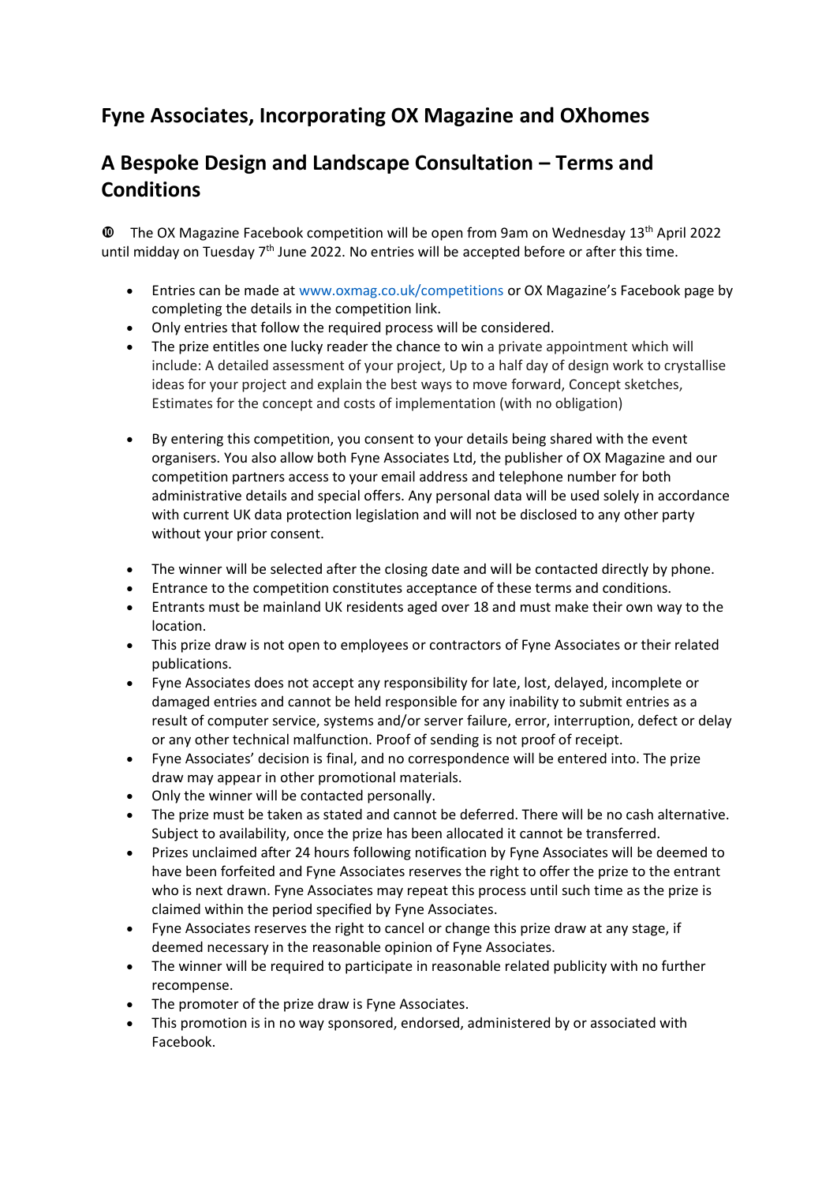## Fyne Associates, Incorporating OX Magazine and OXhomes

## A Bespoke Design and Landscape Consultation – Terms and Conditions

➓ The OX Magazine Facebook competition will be open from 9am on Wednesday 13th April 2022 until midday on Tuesday 7th June 2022. No entries will be accepted before or after this time.

- Entries can be made at www.oxmag.co.uk/competitions or OX Magazine's Facebook page by completing the details in the competition link.
- Only entries that follow the required process will be considered.
- The prize entitles one lucky reader the chance to win a private appointment which will include: A detailed assessment of your project, Up to a half day of design work to crystallise ideas for your project and explain the best ways to move forward, Concept sketches, Estimates for the concept and costs of implementation (with no obligation)
- By entering this competition, you consent to your details being shared with the event organisers. You also allow both Fyne Associates Ltd, the publisher of OX Magazine and our competition partners access to your email address and telephone number for both administrative details and special offers. Any personal data will be used solely in accordance with current UK data protection legislation and will not be disclosed to any other party without your prior consent.
- The winner will be selected after the closing date and will be contacted directly by phone.
- Entrance to the competition constitutes acceptance of these terms and conditions.
- Entrants must be mainland UK residents aged over 18 and must make their own way to the location.
- This prize draw is not open to employees or contractors of Fyne Associates or their related publications.
- Fyne Associates does not accept any responsibility for late, lost, delayed, incomplete or damaged entries and cannot be held responsible for any inability to submit entries as a result of computer service, systems and/or server failure, error, interruption, defect or delay or any other technical malfunction. Proof of sending is not proof of receipt.
- Fyne Associates' decision is final, and no correspondence will be entered into. The prize draw may appear in other promotional materials.
- Only the winner will be contacted personally.
- The prize must be taken as stated and cannot be deferred. There will be no cash alternative. Subject to availability, once the prize has been allocated it cannot be transferred.
- Prizes unclaimed after 24 hours following notification by Fyne Associates will be deemed to have been forfeited and Fyne Associates reserves the right to offer the prize to the entrant who is next drawn. Fyne Associates may repeat this process until such time as the prize is claimed within the period specified by Fyne Associates.
- Fyne Associates reserves the right to cancel or change this prize draw at any stage, if deemed necessary in the reasonable opinion of Fyne Associates.
- The winner will be required to participate in reasonable related publicity with no further recompense.
- The promoter of the prize draw is Fyne Associates.
- This promotion is in no way sponsored, endorsed, administered by or associated with Facebook.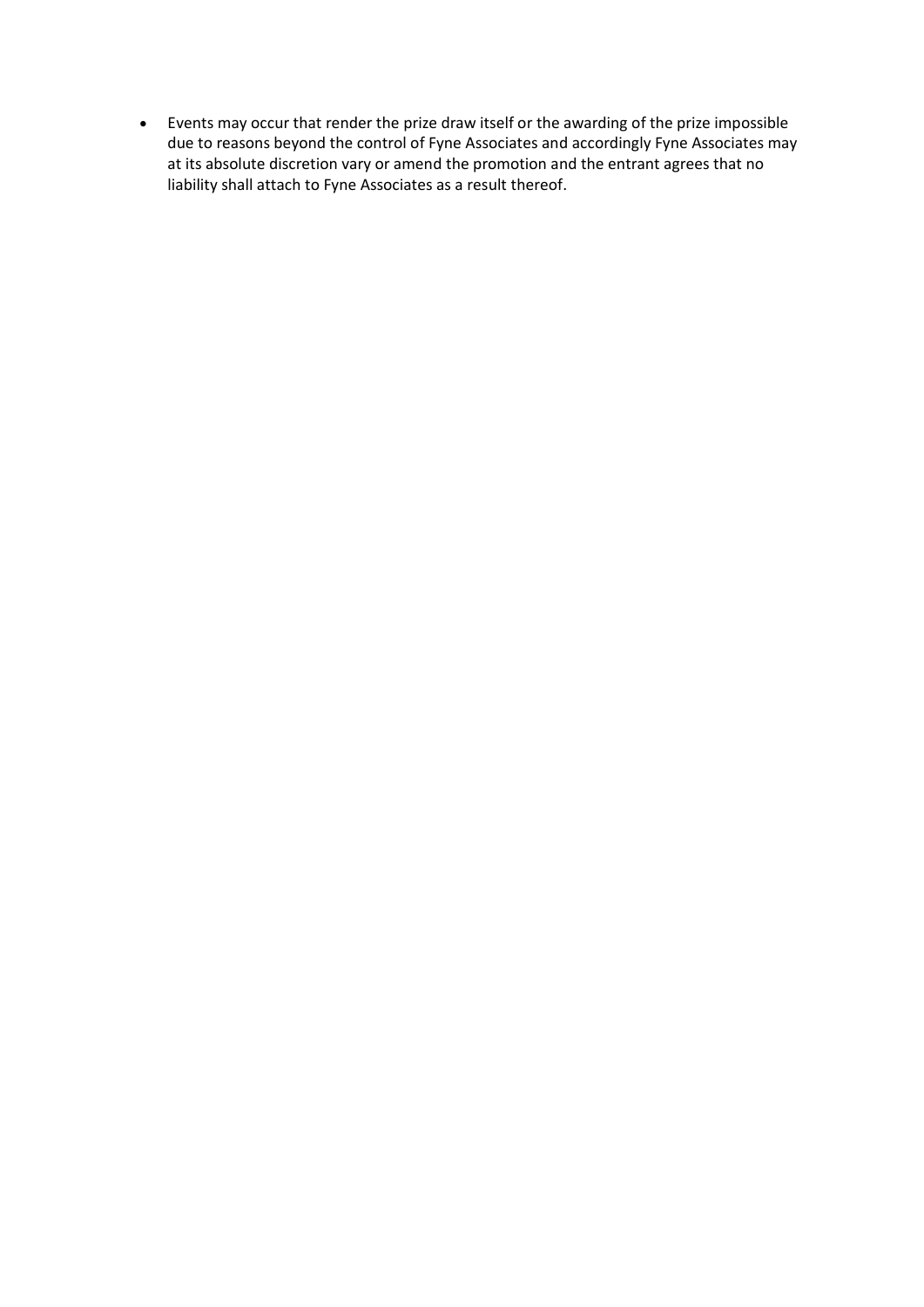- Events may occur that render the prize draw itself or the awarding of the prize impossible due to reasons beyond the control of Fyne Associates and accordingly Fyne Associates may at its absolute discretion vary or amend the promotion and the entrant agrees that no liability shall attach to Fyne Associates as a result thereof.